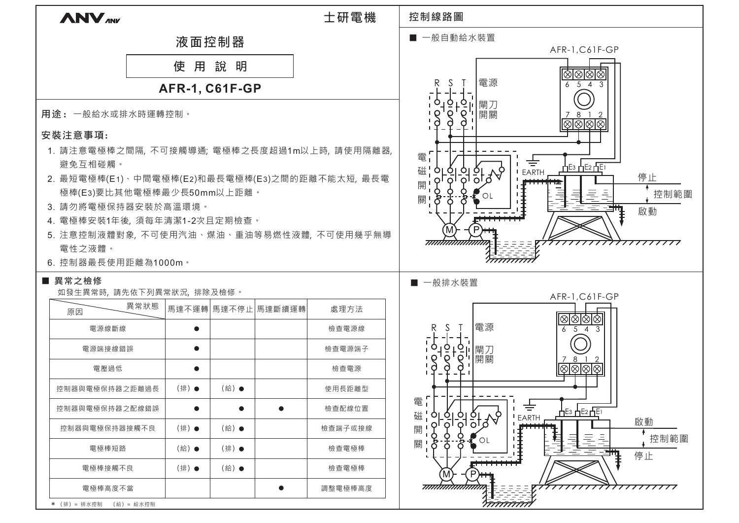ANV

士研電機

# 液面控制器

## 使 用 說 明

## AFR-1, C61F-GP

**用途：** 一般給水或排水時運轉控制。

**安裝注意事項:**

1. 請注意電極棒之間隔, 不可接觸導通; 電極棒之長度超過1m以上時, 請使用隔離器, 避免互相碰觸。
2. 最短電極棒(E1)、中間電極棒(E2)和最長電極棒(E3)之間的距離不能太短, 最長電極棒(E3)要比其他電極棒最少長50mm以上距離。
3. 請勿將電極保持器安裝於高溫環境。
4. 電極棒安裝1年後, 須每年清潔1-2次且定期檢查。
5. 注意控制液體對象, 不可使用汽油、煤油、重油等易燃性液體, 不可使用幾乎無導電性之液體。
6. 控制器最長使用距離為1000m。

### ■ 異常之檢修

如發生異常時, 請先依下列異常狀況, 排除及檢修。

| 原因 ＼ 異常狀態 | 馬達不運轉 | 馬達不停止 | 馬達斷續運轉 | 處理方法 |
|---|---|---|---|---|
| 電源線斷線 | ● | | | 檢查電源線 |
| 電源端接線錯誤 | ● | | | 檢查電源端子 |
| 電壓過低 | ● | | | 檢查電源 |
| 控制器與電極保持器之距離過長 | (排) ● | (給) ● | | 使用長距離型 |
| 控制器與電極保持器之配線錯誤 | ● | ● | ● | 檢查配線位置 |
| 控制器與電極保持器接觸不良 | (排) ● | (給) ● | | 檢查端子或接線 |
| 電極棒短路 | (給) ● | (排) ● | | 檢查電極棒 |
| 電極棒接觸不良 | (排) ● | (給) ● | | 檢查電極棒 |
| 電極棒高度不當 | | | ● | 調整電極棒高度 |

* (排) = 排水控制 (給) = 給水控制

## 控制線路圖

### ■ 一般自動給水裝置

AFR-1,C61F-GP

R S T 電源

閘刀開關

電磁開關

EARTH

OL

E3 E2 E1

停止

控制範圍

啟動

M P

### ■ 一般排水裝置

AFR-1,C61F-GP

R S T 電源

閘刀開關

電磁開關

EARTH

OL

E3 E2 E1

啟動

控制範圍

停止

M P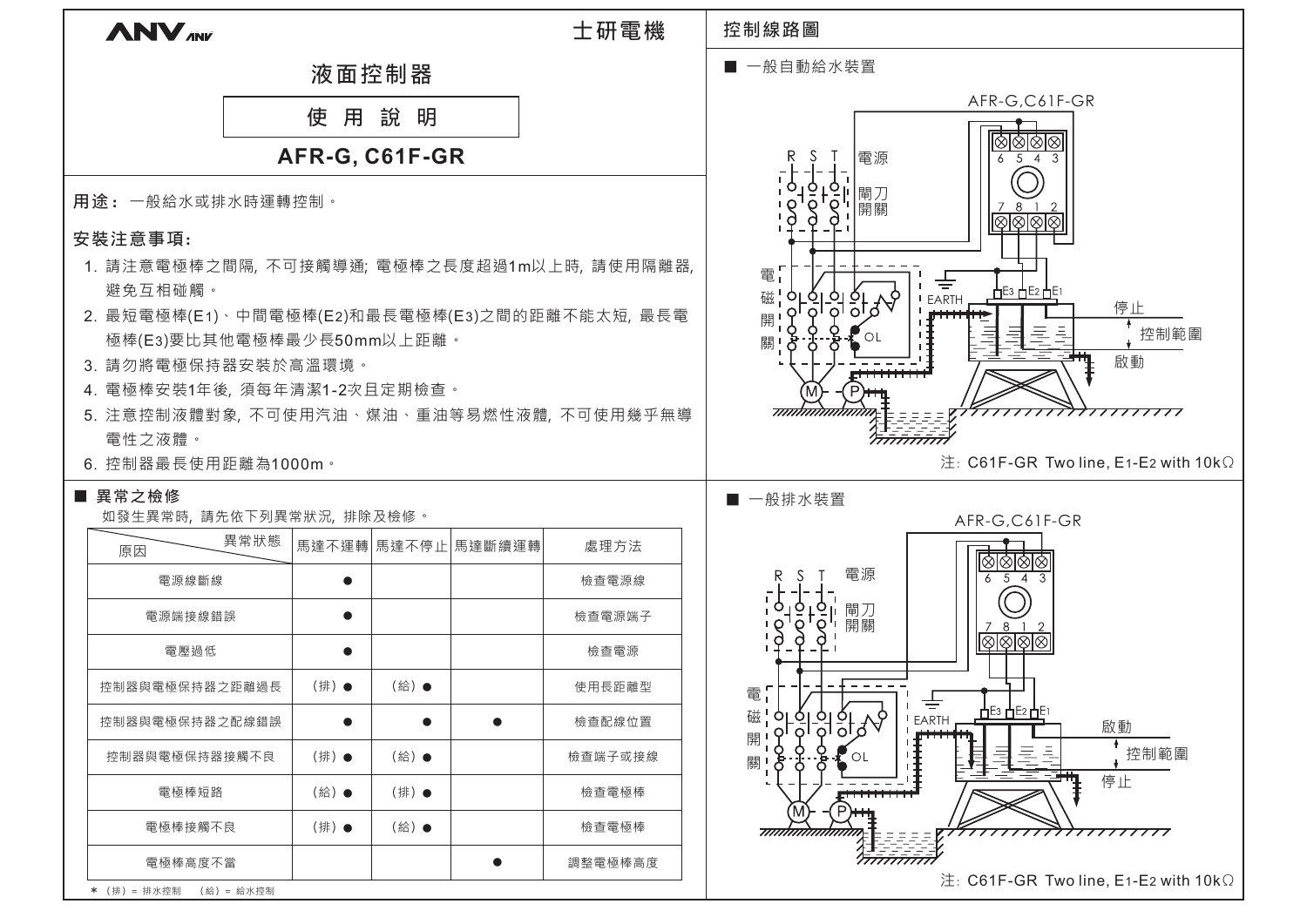ANV

士研電機

# 液面控制器

## 使用說明

## AFR-G, C61F-GR

**用途：** 一般給水或排水時運轉控制。

### 安裝注意事項：

1. 請注意電極棒之間隔，不可接觸導通；電極棒之長度超過1m以上時，請使用隔離器，避免互相碰觸。
2. 最短電極棒($E_1$)、中間電極棒($E_2$)和最長電極棒($E_3$)之間的距離不能太短，最長電極棒($E_3$)要比其他電極棒最少長50mm以上距離。
3. 請勿將電極保持器安裝於高溫環境。
4. 電極棒安裝1年後，須每年清潔1-2次且定期檢查。
5. 注意控制液體對象，不可使用汽油、煤油、重油等易燃性液體，不可使用幾乎無導電性之液體。
6. 控制器最長使用距離為1000m。

### ■ 異常之檢修

如發生異常時，請先依下列異常狀況，排除及檢修。

| 原因 ＼ 異常狀態 | 馬達不運轉 | 馬達不停止 | 馬達斷續運轉 | 處理方法 |
|---|---|---|---|---|
| 電源線斷線 | ● | | | 檢查電源線 |
| 電源端接線錯誤 | ● | | | 檢查電源端子 |
| 電壓過低 | ● | | | 檢查電源 |
| 控制器與電極保持器之距離過長 | (排) ● | (給) ● | | 使用長距離型 |
| 控制器與電極保持器之配線錯誤 | ● | ● | ● | 檢查配線位置 |
| 控制器與電極保持器接觸不良 | (排) ● | (給) ● | | 檢查端子或接線 |
| 電極棒短路 | (給) ● | (排) ● | | 檢查電極棒 |
| 電極棒接觸不良 | (排) ● | (給) ● | | 檢查電極棒 |
| 電極棒高度不當 | | | ● | 調整電極棒高度 |

* (排) = 排水控制　(給) = 給水控制

## 控制線路圖

### ■ 一般自動給水裝置

AFR-G,C61F-GR

R S T 電源

閘刀開關

電磁開關

OL

EARTH

E3 E2 E1

停止

控制範圍

啟動

M P

注：C61F-GR Two line, E1-E2 with 10kΩ

### ■ 一般排水裝置

AFR-G,C61F-GR

R S T 電源

閘刀開關

電磁開關

OL

EARTH

E3 E2 E1

啟動

控制範圍

停止

M P

注：C61F-GR Two line, E1-E2 with 10kΩ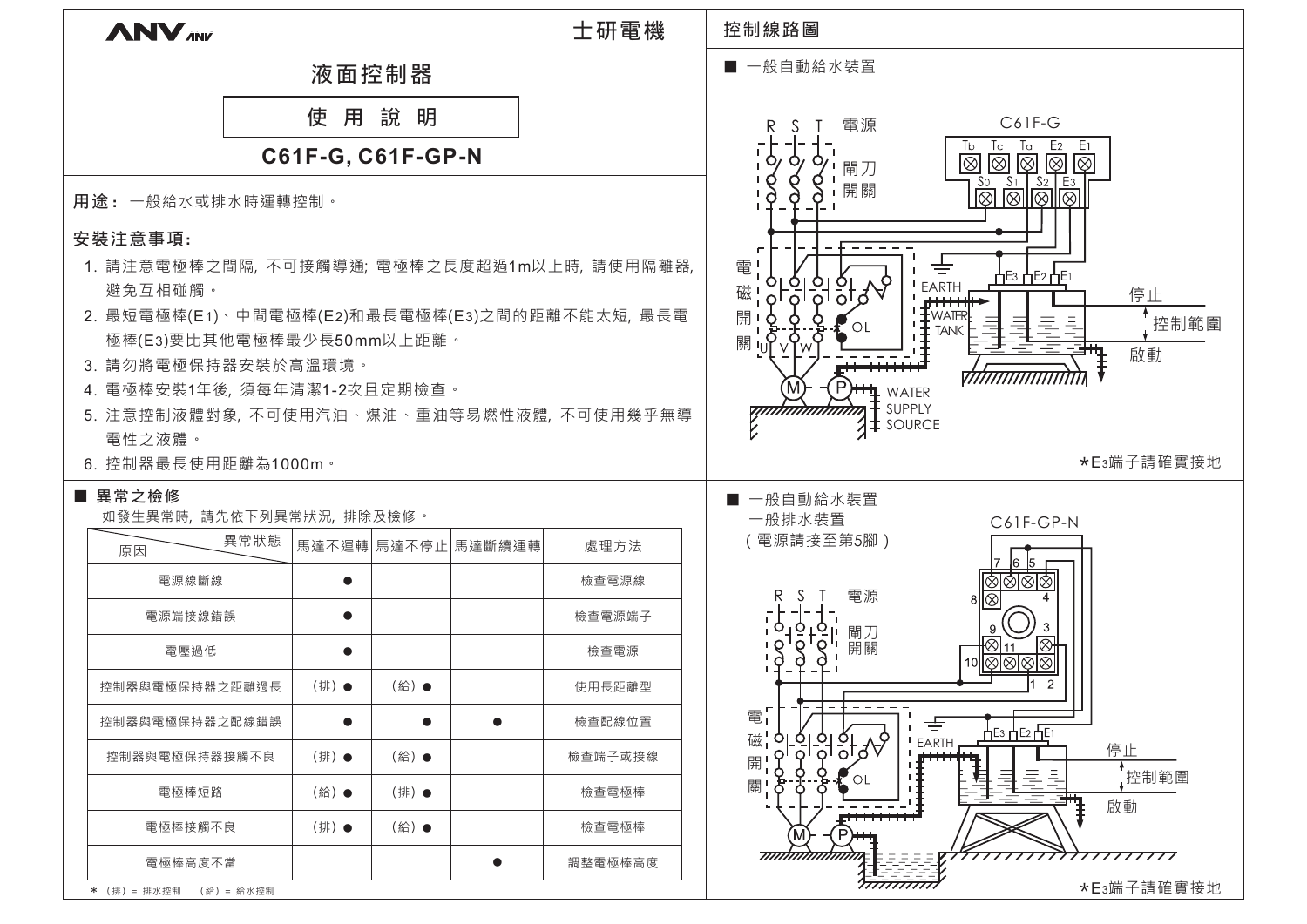ANV 士研電機

# 液面控制器

## 使用說明

## C61F-G, C61F-GP-N

**用途：** 一般給水或排水時運轉控制。

### 安裝注意事項:

1. 請注意電極棒之間隔, 不可接觸導通; 電極棒之長度超過1m以上時, 請使用隔離器, 避免互相碰觸。
2. 最短電極棒(E1)、中間電極棒(E2)和最長電極棒(E3)之間的距離不能太短, 最長電極棒(E3)要比其他電極棒最少長50mm以上距離。
3. 請勿將電極保持器安裝於高溫環境。
4. 電極棒安裝1年後, 須每年清潔1-2次且定期檢查。
5. 注意控制液體對象, 不可使用汽油、煤油、重油等易燃性液體, 不可使用幾乎無導電性之液體。
6. 控制器最長使用距離為1000m。

### ■ 異常之檢修

如發生異常時, 請先依下列異常狀況, 排除及檢修。

| 異常狀態 / 原因 | 馬達不運轉 | 馬達不停止 | 馬達斷續運轉 | 處理方法 |
|---|---|---|---|---|
| 電源線斷線 | ● | | | 檢查電源線 |
| 電源端接線錯誤 | ● | | | 檢查電源端子 |
| 電壓過低 | ● | | | 檢查電源 |
| 控制器與電極保持器之距離過長 | (排) ● | (給) ● | | 使用長距離型 |
| 控制器與電極保持器之配線錯誤 | ● | ● | ● | 檢查配線位置 |
| 控制器與電極保持器接觸不良 | (排) ● | (給) ● | | 檢查端子或接線 |
| 電極棒短路 | (給) ● | (排) ● | | 檢查電極棒 |
| 電極棒接觸不良 | (排) ● | (給) ● | | 檢查電極棒 |
| 電極棒高度不當 | | | ● | 調整電極棒高度 |

* (排) = 排水控制 (給) = 給水控制

### 控制線路圖

■ 一般自動給水裝置

C61F-G

R S T 電源

閘刀開關

電磁開關

Tb Tc Ta E2 E1

S0 S1 S2 E3

EARTH

WATER TANK

OL

U V W

M P

WATER SUPPLY SOURCE

停止

控制範圍

啟動

*E3端子請確實接地

■ 一般自動給水裝置
一般排水裝置
（電源請接至第5腳）

C61F-GP-N

R S T 電源

閘刀開關

電磁開關

7 6 5 8 4 9 3 10 11 1 2

EARTH

OL

M P

停止

控制範圍

啟動

*E3端子請確實接地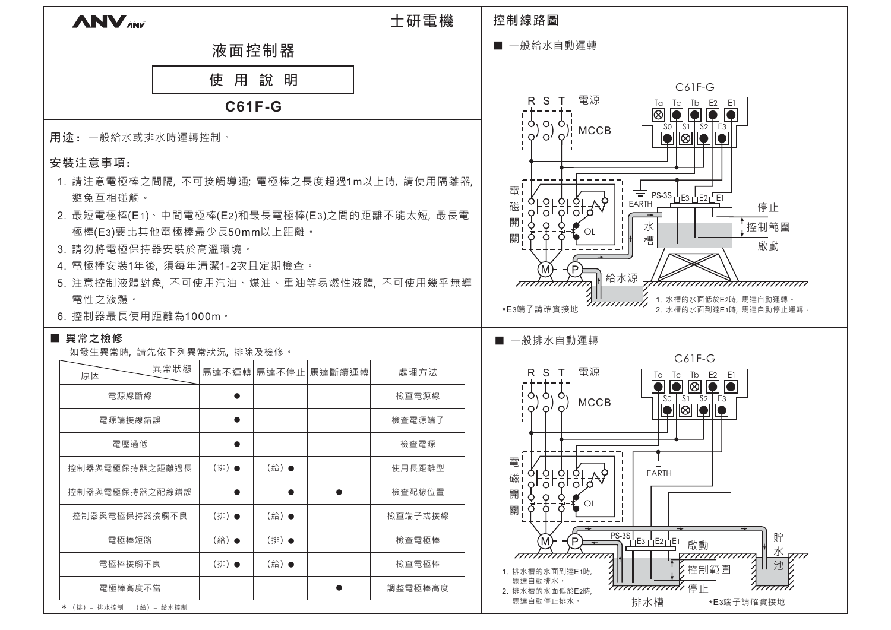ANV 士研電機

# 液面控制器

## 使用說明

## C61F-G

**用途：** 一般給水或排水時運轉控制。

### 安裝注意事項:

1. 請注意電極棒之間隔, 不可接觸導通; 電極棒之長度超過1m以上時, 請使用隔離器, 避免互相碰觸。
2. 最短電極棒(E1)、中間電極棒(E2)和最長電極棒(E3)之間的距離不能太短, 最長電極棒(E3)要比其他電極棒最少長50mm以上距離。
3. 請勿將電極保持器安裝於高溫環境。
4. 電極棒安裝1年後, 須每年清潔1-2次且定期檢查。
5. 注意控制液體對象, 不可使用汽油、煤油、重油等易燃性液體, 不可使用幾乎無導電性之液體。
6. 控制器最長使用距離為1000m。

### ■ 異常之檢修

如發生異常時, 請先依下列異常狀況, 排除及檢修。

| 原因 ＼ 異常狀態 | 馬達不運轉 | 馬達不停止 | 馬達斷續運轉 | 處理方法 |
|---|---|---|---|---|
| 電源線斷線 | ● | | | 檢查電源線 |
| 電源端接線錯誤 | ● | | | 檢查電源端子 |
| 電壓過低 | ● | | | 檢查電源 |
| 控制器與電極保持器之距離過長 | (排) ● | (給) ● | | 使用長距離型 |
| 控制器與電極保持器之配線錯誤 | ● | ● | ● | 檢查配線位置 |
| 控制器與電極保持器接觸不良 | (排) ● | (給) ● | | 檢查端子或接線 |
| 電極棒短路 | (給) ● | (排) ● | | 檢查電極棒 |
| 電極棒接觸不良 | (排) ● | (給) ● | | 檢查電極棒 |
| 電極棒高度不當 | | | ● | 調整電極棒高度 |

* (排) = 排水控制 (給) = 給水控制

## 控制線路圖

### ■ 一般給水自動運轉

C61F-G

Ta Tc Tb E2 E1 / S0 S1 S2 E3

R S T 電源　MCCB　電磁開關　OL　M　P　EARTH　PS-3S　E3 E2 E1　水槽　停止　控制範圍　啟動　給水源

*E3端子請確實接地

1. 水槽的水面低於E2時, 馬達自動運轉。
2. 水槽的水面到達E1時, 馬達自動停止運轉。

### ■ 一般排水自動運轉

C61F-G

Ta Tc Tb E2 E1 / S0 S1 S2 E3

R S T 電源　MCCB　電磁開關　OL　M　P　EARTH　PS-3S　E3 E2 E1　啟動　控制範圍　停止　貯水池　排水槽

1. 排水槽的水面到達E1時, 馬達自動排水。
2. 排水槽的水面低於E2時, 馬達自動停止排水。

*E3端子請確實接地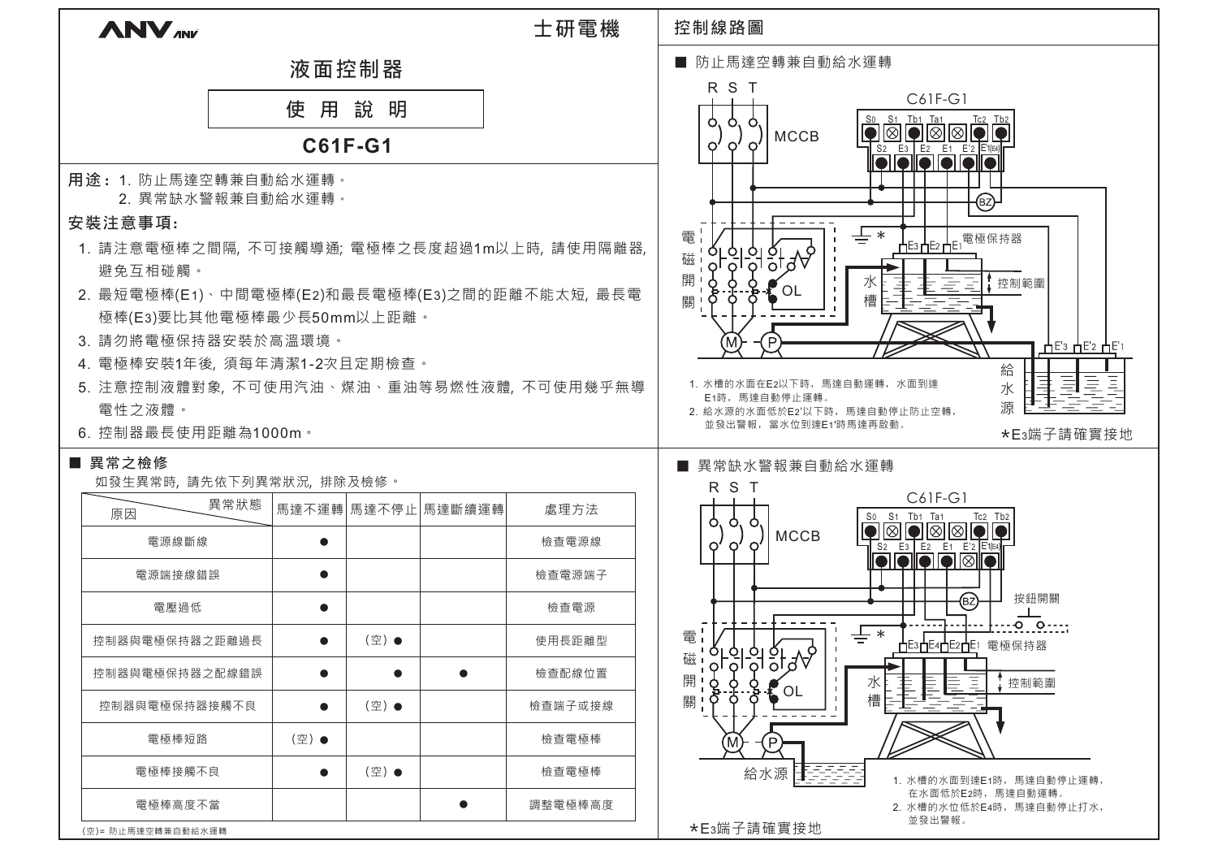ANV 士研電機

# 液面控制器

## 使 用 說 明

## C61F-G1

**用途：** 1. 防止馬達空轉兼自動給水運轉。
2. 異常缺水警報兼自動給水運轉。

### 安裝注意事項:

1. 請注意電極棒之間隔, 不可接觸導通; 電極棒之長度超過1m以上時, 請使用隔離器, 避免互相碰觸。
2. 最短電極棒($E_1$)、中間電極棒($E_2$)和最長電極棒($E_3$)之間的距離不能太短, 最長電極棒($E_3$)要比其他電極棒最少長50mm以上距離。
3. 請勿將電極保持器安裝於高溫環境。
4. 電極棒安裝1年後, 須每年清潔1-2次且定期檢查。
5. 注意控制液體對象, 不可使用汽油、煤油、重油等易燃性液體, 不可使用幾乎無導電性之液體。
6. 控制器最長使用距離為1000m。

### ■ 異常之檢修

如發生異常時, 請先依下列異常狀況, 排除及檢修。

| 原因 ＼ 異常狀態 | 馬達不運轉 | 馬達不停止 | 馬達斷續運轉 | 處理方法 |
|---|---|---|---|---|
| 電源線斷線 | ● | | | 檢查電源線 |
| 電源端接線錯誤 | ● | | | 檢查電源端子 |
| 電壓過低 | ● | | | 檢查電源 |
| 控制器與電極保持器之距離過長 | ● | (空)● | | 使用長距離型 |
| 控制器與電極保持器之配線錯誤 | ● | ● | ● | 檢查配線位置 |
| 控制器與電極保持器接觸不良 | ● | (空)● | | 檢查端子或接線 |
| 電極棒短路 | (空)● | | | 檢查電極棒 |
| 電極棒接觸不良 | ● | (空)● | | 檢查電極棒 |
| 電極棒高度不當 | | | ● | 調整電極棒高度 |

(空)= 防止馬達空轉兼自動給水運轉

## 控制線路圖

### ■ 防止馬達空轉兼自動給水運轉

R S T
MCCB
C61F-G1
S0 S1 Tb1 Ta1 Tc2 Tb2
S2 E3 E2 E1 E'2 E'1(E4)
BZ
電磁開關 OL
M P
E3 E2 E1 電極保持器
水槽 控制範圍
E'3 E'2 E'1
給水源

1. 水槽的水面在E2以下時, 馬達自動運轉, 水面到達E1時, 馬達自動停止運轉。
2. 給水源的水面低於E2'以下時, 馬達自動停止防止空轉, 並發出警報, 當水位到達E1'時馬達再啟動。

*E3端子請確實接地

### ■ 異常缺水警報兼自動給水運轉

R S T
MCCB
C61F-G1
S0 S1 Tb1 Ta1 Tc2 Tb2
S2 E3 E2 E1 E'2 E'1(E4)
BZ 按鈕開關
電磁開關 OL
M P
E3 E4 E2 E1 電極保持器
水槽 控制範圍
給水源

1. 水槽的水面到達E1時, 馬達自動停止運轉, 在水面低於E2時, 馬達自動運轉。
2. 水槽的水位低於E4時, 馬達自動停止打水, 並發出警報。

*E3端子請確實接地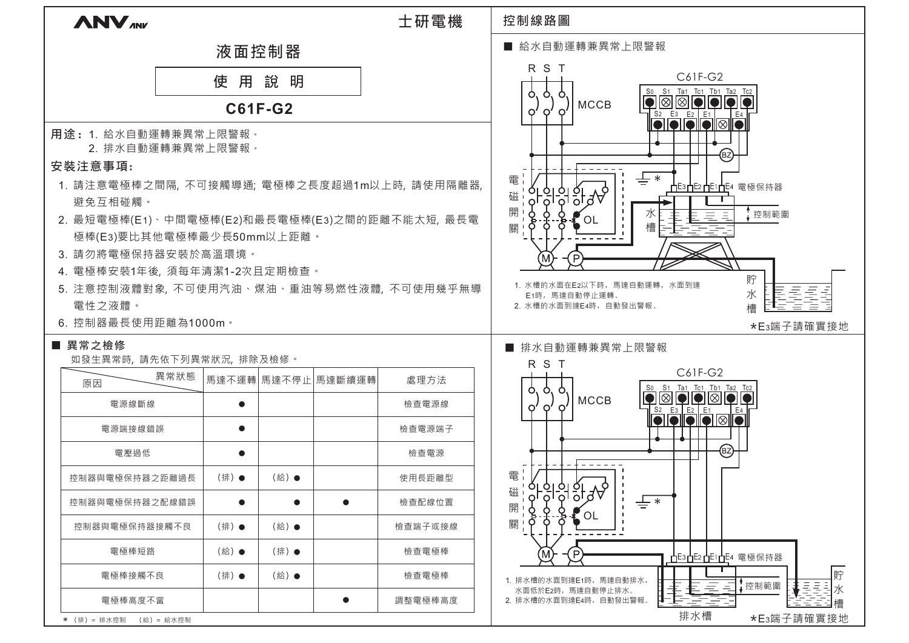ANV

士研電機

# 液面控制器

## 使 用 說 明

## C61F-G2

**用途：** 1. 給水自動運轉兼異常上限警報。
2. 排水自動運轉兼異常上限警報。

### 安裝注意事項:

1. 請注意電極棒之間隔, 不可接觸導通; 電極棒之長度超過1m以上時, 請使用隔離器, 避免互相碰觸。
2. 最短電極棒(E1)、中間電極棒(E2)和最長電極棒(E3)之間的距離不能太短, 最長電極棒(E3)要比其他電極棒最少長50mm以上距離。
3. 請勿將電極保持器安裝於高溫環境。
4. 電極棒安裝1年後, 須每年清潔1-2次且定期檢查。
5. 注意控制液體對象, 不可使用汽油、煤油、重油等易燃性液體, 不可使用幾乎無導電性之液體。
6. 控制器最長使用距離為1000m。

### ■ 異常之檢修

如發生異常時, 請先依下列異常狀況, 排除及檢修。

| 原因 ＼ 異常狀態 | 馬達不運轉 | 馬達不停止 | 馬達斷續運轉 | 處理方法 |
|---|---|---|---|---|
| 電源線斷線 | ● | | | 檢查電源線 |
| 電源端接線錯誤 | ● | | | 檢查電源端子 |
| 電壓過低 | ● | | | 檢查電源 |
| 控制器與電極保持器之距離過長 | (排) ● | (給) ● | | 使用長距離型 |
| 控制器與電極保持器之配線錯誤 | ● | ● | ● | 檢查配線位置 |
| 控制器與電極保持器接觸不良 | (排) ● | (給) ● | | 檢查端子或接線 |
| 電極棒短路 | (給) ● | (排) ● | | 檢查電極棒 |
| 電極棒接觸不良 | (排) ● | (給) ● | | 檢查電極棒 |
| 電極棒高度不當 | | | ● | 調整電極棒高度 |

* (排) = 排水控制　(給) = 給水控制

## 控制線路圖

### ■ 給水自動運轉兼異常上限警報

R S T, MCCB, C61F-G2 (S0, S1, Ta1, Tc1, Tb1, Ta2, Tc2 / S2, E3, E2, E1, E4), BZ, 電磁開關, OL, M, P, E3 E2 E1 E4 電極保持器, 水槽, 控制範圍, 貯水槽

1. 水槽的水面在E2以下時, 馬達自動運轉, 水面到達E1時, 馬達自動停止運轉。
2. 水槽的水面到達E4時, 自動發出警報。

*E3端子請確實接地

### ■ 排水自動運轉兼異常上限警報

R S T, MCCB, C61F-G2 (S0, S1, Ta1, Tc1, Tb1, Ta2, Tc2 / S2, E3, E2, E1, E4), BZ, 電磁開關, OL, M, P, E3 E2 E1 E4 電極保持器, 控制範圍, 排水槽, 貯水槽

1. 排水槽的水面到達E1時, 馬達自動排水, 水面低於E2時, 馬達自動停止排水。
2. 排水槽的水面到達E4時, 自動發出警報。

*E3端子請確實接地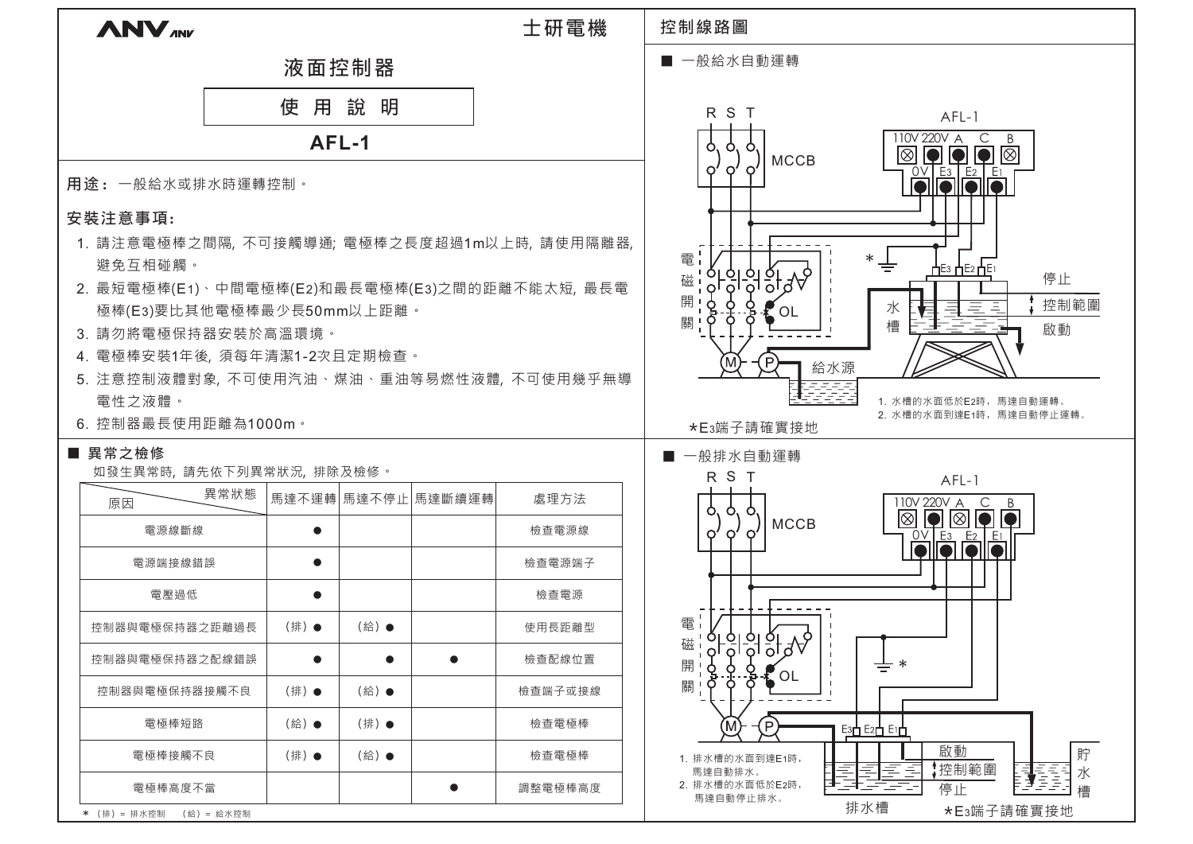ANV

士研電機

# 液面控制器

## 使 用 說 明

## AFL-1

**用途：** 一般給水或排水時運轉控制。

### 安裝注意事項:

1. 請注意電極棒之間隔, 不可接觸導通; 電極棒之長度超過1m以上時, 請使用隔離器, 避免互相碰觸。
2. 最短電極棒(E1)、中間電極棒(E2)和最長電極棒(E3)之間的距離不能太短, 最長電極棒(E3)要比其他電極棒最少長50mm以上距離。
3. 請勿將電極保持器安裝於高溫環境。
4. 電極棒安裝1年後, 須每年清潔1-2次且定期檢查。
5. 注意控制液體對象, 不可使用汽油、煤油、重油等易燃性液體, 不可使用幾乎無導電性之液體。
6. 控制器最長使用距離為1000m。

### ■ 異常之檢修

如發生異常時, 請先依下列異常狀況, 排除及檢修。

| 原因 \ 異常狀態 | 馬達不運轉 | 馬達不停止 | 馬達斷續運轉 | 處理方法 |
|---|---|---|---|---|
| 電源線斷線 | ● | | | 檢查電源線 |
| 電源端接線錯誤 | ● | | | 檢查電源端子 |
| 電壓過低 | ● | | | 檢查電源 |
| 控制器與電極保持器之距離過長 | (排) ● | (給) ● | | 使用長距離型 |
| 控制器與電極保持器之配線錯誤 | ● | ● | ● | 檢查配線位置 |
| 控制器與電極保持器接觸不良 | (排) ● | (給) ● | | 檢查端子或接線 |
| 電極棒短路 | (給) ● | (排) ● | | 檢查電極棒 |
| 電極棒接觸不良 | (排) ● | (給) ● | | 檢查電極棒 |
| 電極棒高度不當 | | | ● | 調整電極棒高度 |

* (排) = 排水控制　(給) = 給水控制

## 控制線路圖

### ■ 一般給水自動運轉

R S T　MCCB　AFL-1　110V 220V A C B　0V E3 E2 E1　電磁開關　OL　M　P　給水源　水槽　停止　控制範圍　啟動

1. 水槽的水面低於E2時，馬達自動運轉。
2. 水槽的水面到達E1時，馬達自動停止運轉。

*E3端子請確實接地

### ■ 一般排水自動運轉

R S T　MCCB　AFL-1　110V 220V A C B　0V E3 E2 E1　電磁開關　OL　M　P　排水槽　貯水槽　啟動　控制範圍　停止

1. 排水槽的水面到達E1時，馬達自動排水。
2. 排水槽的水面低於E2時，馬達自動停止排水。

*E3端子請確實接地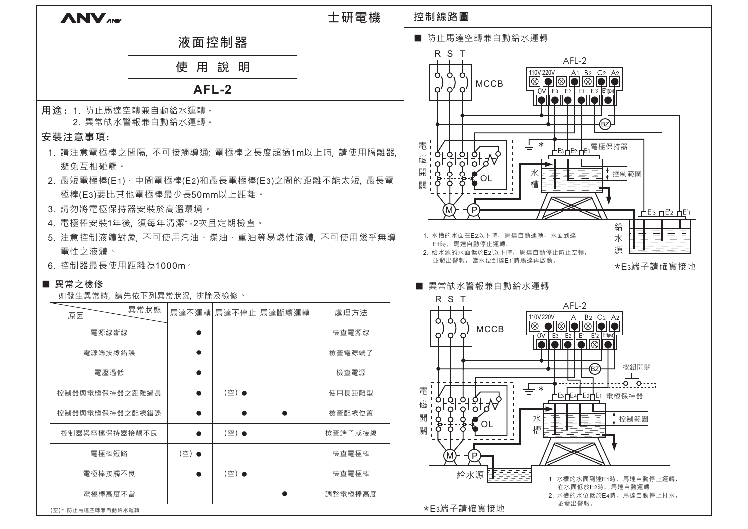ANV

士研電機

# 液面控制器

## 使用說明

## AFL-2

**用途：** 1. 防止馬達空轉兼自動給水運轉。
2. 異常缺水警報兼自動給水運轉。

### 安裝注意事項:

1. 請注意電極棒之間隔, 不可接觸導通; 電極棒之長度超過1m以上時, 請使用隔離器, 避免互相碰觸。
2. 最短電極棒($E_1$)、中間電極棒($E_2$)和最長電極棒($E_3$)之間的距離不能太短, 最長電極棒($E_3$)要比其他電極棒最少長50mm以上距離。
3. 請勿將電極保持器安裝於高溫環境。
4. 電極棒安裝1年後, 須每年清潔1-2次且定期檢查。
5. 注意控制液體對象, 不可使用汽油、煤油、重油等易燃性液體, 不可使用幾乎無導電性之液體。
6. 控制器最長使用距離為1000m。

### ■ 異常之檢修

如發生異常時, 請先依下列異常狀況, 排除及檢修。

| 原因 ＼ 異常狀態 | 馬達不運轉 | 馬達不停止 | 馬達斷續運轉 | 處理方法 |
|---|---|---|---|---|
| 電源線斷線 | ● | | | 檢查電源線 |
| 電源端接線錯誤 | ● | | | 檢查電源端子 |
| 電壓過低 | ● | | | 檢查電源 |
| 控制器與電極保持器之距離過長 | ● | (空) ● | | 使用長距離型 |
| 控制器與電極保持器之配線錯誤 | ● | ● | ● | 檢查配線位置 |
| 控制器與電極保持器接觸不良 | ● | (空) ● | | 檢查端子或接線 |
| 電極棒短路 | (空) ● | | | 檢查電極棒 |
| 電極棒接觸不良 | ● | (空) ● | | 檢查電極棒 |
| 電極棒高度不當 | | | ● | 調整電極棒高度 |

(空)= 防止馬達空轉兼自動給水運轉

## 控制線路圖

### ■ 防止馬達空轉兼自動給水運轉

R S T

MCCB

AFL-2

110V 220V $A_1$ $B_2$ $C_2$ $A_2$

0V $E_3$ $E_2$ $E_1$ $E'_2$ $E'_1(E_4)$

BZ

電磁開關

OL

M P

$E_3$ $E_2$ $E_1$ 電極保持器

水槽

控制範圍

$E'_3$ $E'_2$ $E'_1$

給水源

1. 水槽的水面在$E_2$以下時, 馬達自動運轉, 水面到達$E_1$時, 馬達自動停止運轉。
2. 給水源的水面低於$E'_2$以下時, 馬達自動停止防止空轉, 並發出警報, 當水位到達$E'_1$時馬達再啟動。

*$E_3$端子請確實接地

### ■ 異常缺水警報兼自動給水運轉

R S T

MCCB

AFL-2

110V 220V $A_1$ $B_2$ $C_2$ $A_2$

0V $E_3$ $E_2$ $E_1$ $E'_2$ $E'_1(E_4)$

BZ

按鈕開關

電磁開關

OL

M P

$E_3$ $E_4$ $E_2$ $E_1$ 電極保持器

水槽

控制範圍

給水源

1. 水槽的水面到達$E_1$時, 馬達自動停止運轉, 在水面低於$E_2$時, 馬達自動運轉。
2. 水槽的水位低於$E_4$時, 馬達自動停止打水, 並發出警報。

*$E_3$端子請確實接地